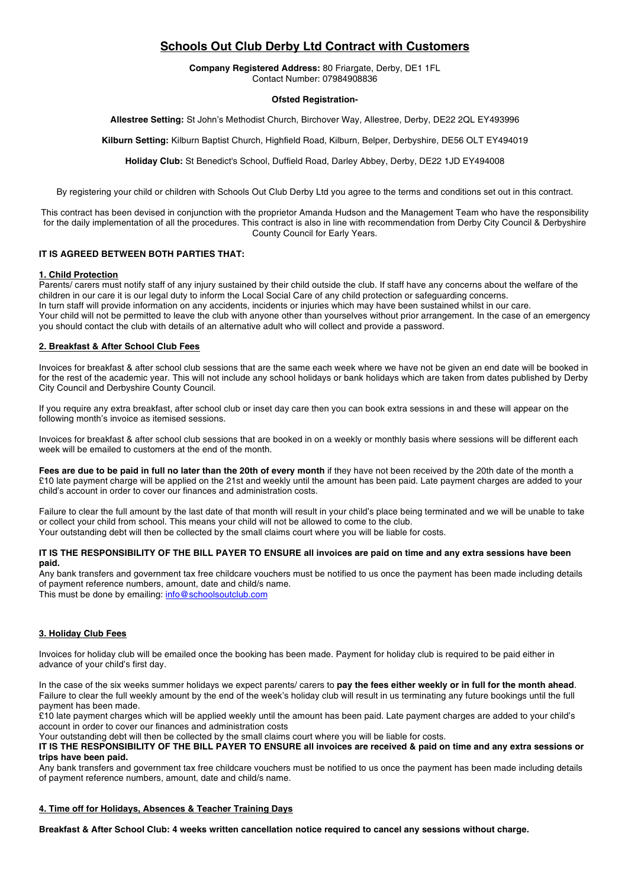# Schools Out Club Derby Ltd Contract with Customers

**Company Registered Address:** 80 Friargate, Derby, DE1 1FL
Contact Number: 07984908836

**Ofsted Registration-**

**Allestree Setting:** St John's Methodist Church, Birchover Way, Allestree, Derby, DE22 2QL EY493996

**Kilburn Setting:** Kilburn Baptist Church, Highfield Road, Kilburn, Belper, Derbyshire, DE56 OLT EY494019

**Holiday Club:** St Benedict's School, Duffield Road, Darley Abbey, Derby, DE22 1JD EY494008

By registering your child or children with Schools Out Club Derby Ltd you agree to the terms and conditions set out in this contract.

This contract has been devised in conjunction with the proprietor Amanda Hudson and the Management Team who have the responsibility for the daily implementation of all the procedures. This contract is also in line with recommendation from Derby City Council & Derbyshire County Council for Early Years.

**IT IS AGREED BETWEEN BOTH PARTIES THAT:**

## 1. Child Protection

Parents/ carers must notify staff of any injury sustained by their child outside the club. If staff have any concerns about the welfare of the children in our care it is our legal duty to inform the Local Social Care of any child protection or safeguarding concerns.
In turn staff will provide information on any accidents, incidents or injuries which may have been sustained whilst in our care.
Your child will not be permitted to leave the club with anyone other than yourselves without prior arrangement. In the case of an emergency you should contact the club with details of an alternative adult who will collect and provide a password.

## 2. Breakfast & After School Club Fees

Invoices for breakfast & after school club sessions that are the same each week where we have not be given an end date will be booked in for the rest of the academic year. This will not include any school holidays or bank holidays which are taken from dates published by Derby City Council and Derbyshire County Council.

If you require any extra breakfast, after school club or inset day care then you can book extra sessions in and these will appear on the following month's invoice as itemised sessions.

Invoices for breakfast & after school club sessions that are booked in on a weekly or monthly basis where sessions will be different each week will be emailed to customers at the end of the month.

**Fees are due to be paid in full no later than the 20th of every month** if they have not been received by the 20th date of the month a £10 late payment charge will be applied on the 21st and weekly until the amount has been paid. Late payment charges are added to your child's account in order to cover our finances and administration costs.

Failure to clear the full amount by the last date of that month will result in your child's place being terminated and we will be unable to take or collect your child from school. This means your child will not be allowed to come to the club.
Your outstanding debt will then be collected by the small claims court where you will be liable for costs.

**IT IS THE RESPONSIBILITY OF THE BILL PAYER TO ENSURE all invoices are paid on time and any extra sessions have been paid.**
Any bank transfers and government tax free childcare vouchers must be notified to us once the payment has been made including details of payment reference numbers, amount, date and child/s name.
This must be done by emailing: info@schoolsoutclub.com

## 3. Holiday Club Fees

Invoices for holiday club will be emailed once the booking has been made. Payment for holiday club is required to be paid either in advance of your child's first day.

In the case of the six weeks summer holidays we expect parents/ carers to **pay the fees either weekly or in full for the month ahead**. Failure to clear the full weekly amount by the end of the week's holiday club will result in us terminating any future bookings until the full payment has been made.
£10 late payment charges which will be applied weekly until the amount has been paid. Late payment charges are added to your child's account in order to cover our finances and administration costs
Your outstanding debt will then be collected by the small claims court where you will be liable for costs.
**IT IS THE RESPONSIBILITY OF THE BILL PAYER TO ENSURE all invoices are received & paid on time and any extra sessions or trips have been paid.**
Any bank transfers and government tax free childcare vouchers must be notified to us once the payment has been made including details of payment reference numbers, amount, date and child/s name.

## 4. Time off for Holidays, Absences & Teacher Training Days

**Breakfast & After School Club: 4 weeks written cancellation notice required to cancel any sessions without charge.**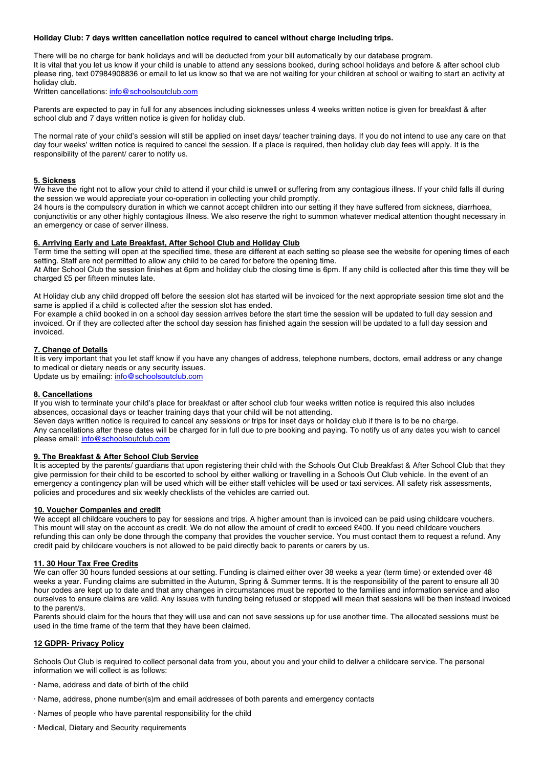**Holiday Club: 7 days written cancellation notice required to cancel without charge including trips.**

There will be no charge for bank holidays and will be deducted from your bill automatically by our database program.
It is vital that you let us know if your child is unable to attend any sessions booked, during school holidays and before & after school club please ring, text 07984908836 or email to let us know so that we are not waiting for your children at school or waiting to start an activity at holiday club.
Written cancellations: info@schoolsoutclub.com

Parents are expected to pay in full for any absences including sicknesses unless 4 weeks written notice is given for breakfast & after school club and 7 days written notice is given for holiday club.

The normal rate of your child's session will still be applied on inset days/ teacher training days. If you do not intend to use any care on that day four weeks' written notice is required to cancel the session. If a place is required, then holiday club day fees will apply. It is the responsibility of the parent/ carer to notify us.

## 5. Sickness

We have the right not to allow your child to attend if your child is unwell or suffering from any contagious illness. If your child falls ill during the session we would appreciate your co-operation in collecting your child promptly.
24 hours is the compulsory duration in which we cannot accept children into our setting if they have suffered from sickness, diarrhoea, conjunctivitis or any other highly contagious illness. We also reserve the right to summon whatever medical attention thought necessary in an emergency or case of server illness.

## 6. Arriving Early and Late Breakfast, After School Club and Holiday Club

Term time the setting will open at the specified time, these are different at each setting so please see the website for opening times of each setting. Staff are not permitted to allow any child to be cared for before the opening time.
At After School Club the session finishes at 6pm and holiday club the closing time is 6pm. If any child is collected after this time they will be charged £5 per fifteen minutes late.

At Holiday club any child dropped off before the session slot has started will be invoiced for the next appropriate session time slot and the same is applied if a child is collected after the session slot has ended.
For example a child booked in on a school day session arrives before the start time the session will be updated to full day session and invoiced. Or if they are collected after the school day session has finished again the session will be updated to a full day session and invoiced.

## 7. Change of Details

It is very important that you let staff know if you have any changes of address, telephone numbers, doctors, email address or any change to medical or dietary needs or any security issues.
Update us by emailing: info@schoolsoutclub.com

## 8. Cancellations

If you wish to terminate your child's place for breakfast or after school club four weeks written notice is required this also includes absences, occasional days or teacher training days that your child will be not attending.
Seven days written notice is required to cancel any sessions or trips for inset days or holiday club if there is to be no charge.
Any cancellations after these dates will be charged for in full due to pre booking and paying. To notify us of any dates you wish to cancel please email: info@schoolsoutclub.com

## 9. The Breakfast & After School Club Service

It is accepted by the parents/ guardians that upon registering their child with the Schools Out Club Breakfast & After School Club that they give permission for their child to be escorted to school by either walking or travelling in a Schools Out Club vehicle. In the event of an emergency a contingency plan will be used which will be either staff vehicles will be used or taxi services. All safety risk assessments, policies and procedures and six weekly checklists of the vehicles are carried out.

## 10. Voucher Companies and credit

We accept all childcare vouchers to pay for sessions and trips. A higher amount than is invoiced can be paid using childcare vouchers. This mount will stay on the account as credit. We do not allow the amount of credit to exceed £400. If you need childcare vouchers refunding this can only be done through the company that provides the voucher service. You must contact them to request a refund. Any credit paid by childcare vouchers is not allowed to be paid directly back to parents or carers by us.

## 11. 30 Hour Tax Free Credits

We can offer 30 hours funded sessions at our setting. Funding is claimed either over 38 weeks a year (term time) or extended over 48 weeks a year. Funding claims are submitted in the Autumn, Spring & Summer terms. It is the responsibility of the parent to ensure all 30 hour codes are kept up to date and that any changes in circumstances must be reported to the families and information service and also ourselves to ensure claims are valid. Any issues with funding being refused or stopped will mean that sessions will be then instead invoiced to the parent/s.
Parents should claim for the hours that they will use and can not save sessions up for use another time. The allocated sessions must be used in the time frame of the term that they have been claimed.

## 12 GDPR- Privacy Policy

Schools Out Club is required to collect personal data from you, about you and your child to deliver a childcare service. The personal information we will collect is as follows:

· Name, address and date of birth of the child

· Name, address, phone number(s)m and email addresses of both parents and emergency contacts

· Names of people who have parental responsibility for the child

· Medical, Dietary and Security requirements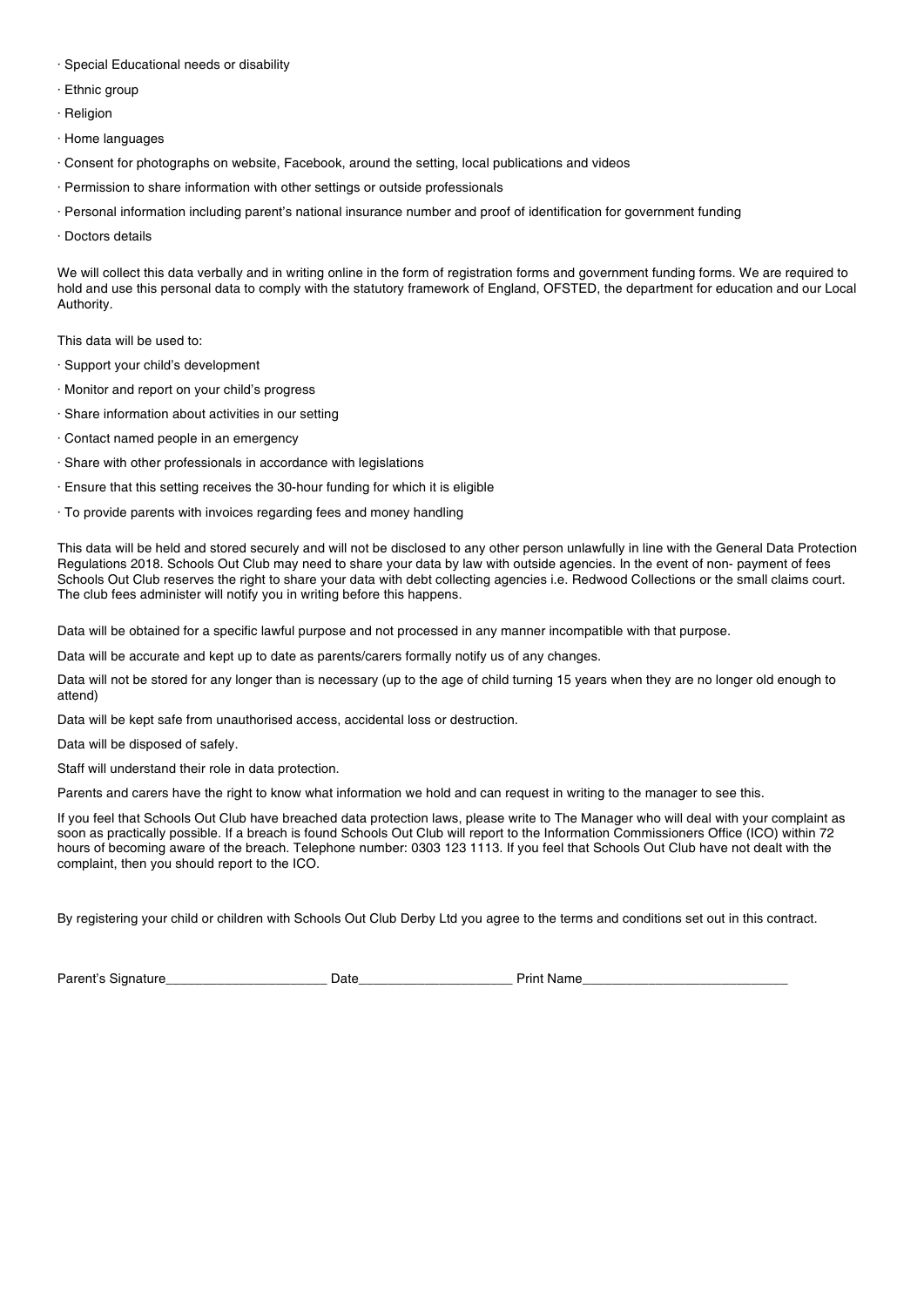· Special Educational needs or disability

· Ethnic group

· Religion

· Home languages

· Consent for photographs on website, Facebook, around the setting, local publications and videos

· Permission to share information with other settings or outside professionals

· Personal information including parent's national insurance number and proof of identification for government funding

· Doctors details

We will collect this data verbally and in writing online in the form of registration forms and government funding forms. We are required to hold and use this personal data to comply with the statutory framework of England, OFSTED, the department for education and our Local Authority.

This data will be used to:

· Support your child's development

· Monitor and report on your child's progress

· Share information about activities in our setting

· Contact named people in an emergency

· Share with other professionals in accordance with legislations

· Ensure that this setting receives the 30-hour funding for which it is eligible

· To provide parents with invoices regarding fees and money handling

This data will be held and stored securely and will not be disclosed to any other person unlawfully in line with the General Data Protection Regulations 2018. Schools Out Club may need to share your data by law with outside agencies. In the event of non- payment of fees Schools Out Club reserves the right to share your data with debt collecting agencies i.e. Redwood Collections or the small claims court. The club fees administer will notify you in writing before this happens.

Data will be obtained for a specific lawful purpose and not processed in any manner incompatible with that purpose.

Data will be accurate and kept up to date as parents/carers formally notify us of any changes.

Data will not be stored for any longer than is necessary (up to the age of child turning 15 years when they are no longer old enough to attend)

Data will be kept safe from unauthorised access, accidental loss or destruction.

Data will be disposed of safely.

Staff will understand their role in data protection.

Parents and carers have the right to know what information we hold and can request in writing to the manager to see this.

If you feel that Schools Out Club have breached data protection laws, please write to The Manager who will deal with your complaint as soon as practically possible. If a breach is found Schools Out Club will report to the Information Commissioners Office (ICO) within 72 hours of becoming aware of the breach. Telephone number: 0303 123 1113. If you feel that Schools Out Club have not dealt with the complaint, then you should report to the ICO.

By registering your child or children with Schools Out Club Derby Ltd you agree to the terms and conditions set out in this contract.

Parent's Signature_____________________ Date____________________ Print Name___________________________